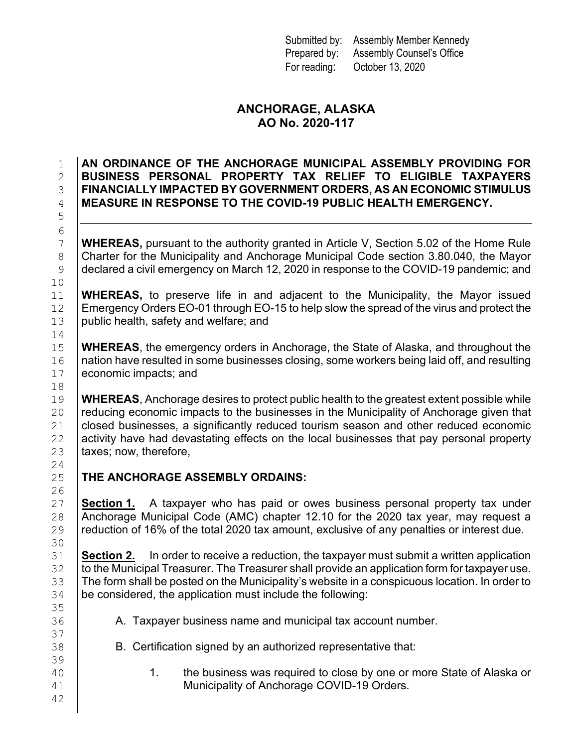Submitted by: Assembly Member Kennedy
Prepared by: Assembly Counsel's Office
For reading: October 13, 2020

# ANCHORAGE, ALASKA
# AO No. 2020-117

**AN ORDINANCE OF THE ANCHORAGE MUNICIPAL ASSEMBLY PROVIDING FOR BUSINESS PERSONAL PROPERTY TAX RELIEF TO ELIGIBLE TAXPAYERS FINANCIALLY IMPACTED BY GOVERNMENT ORDERS, AS AN ECONOMIC STIMULUS MEASURE IN RESPONSE TO THE COVID-19 PUBLIC HEALTH EMERGENCY.**

---

**WHEREAS,** pursuant to the authority granted in Article V, Section 5.02 of the Home Rule Charter for the Municipality and Anchorage Municipal Code section 3.80.040, the Mayor declared a civil emergency on March 12, 2020 in response to the COVID-19 pandemic; and

**WHEREAS,** to preserve life in and adjacent to the Municipality, the Mayor issued Emergency Orders EO-01 through EO-15 to help slow the spread of the virus and protect the public health, safety and welfare; and

**WHEREAS**, the emergency orders in Anchorage, the State of Alaska, and throughout the nation have resulted in some businesses closing, some workers being laid off, and resulting economic impacts; and

**WHEREAS**, Anchorage desires to protect public health to the greatest extent possible while reducing economic impacts to the businesses in the Municipality of Anchorage given that closed businesses, a significantly reduced tourism season and other reduced economic activity have had devastating effects on the local businesses that pay personal property taxes; now, therefore,

**THE ANCHORAGE ASSEMBLY ORDAINS:**

**Section 1.** A taxpayer who has paid or owes business personal property tax under Anchorage Municipal Code (AMC) chapter 12.10 for the 2020 tax year, may request a reduction of 16% of the total 2020 tax amount, exclusive of any penalties or interest due.

**Section 2.** In order to receive a reduction, the taxpayer must submit a written application to the Municipal Treasurer. The Treasurer shall provide an application form for taxpayer use. The form shall be posted on the Municipality's website in a conspicuous location. In order to be considered, the application must include the following:

A. Taxpayer business name and municipal tax account number.

B. Certification signed by an authorized representative that:

1. the business was required to close by one or more State of Alaska or Municipality of Anchorage COVID-19 Orders.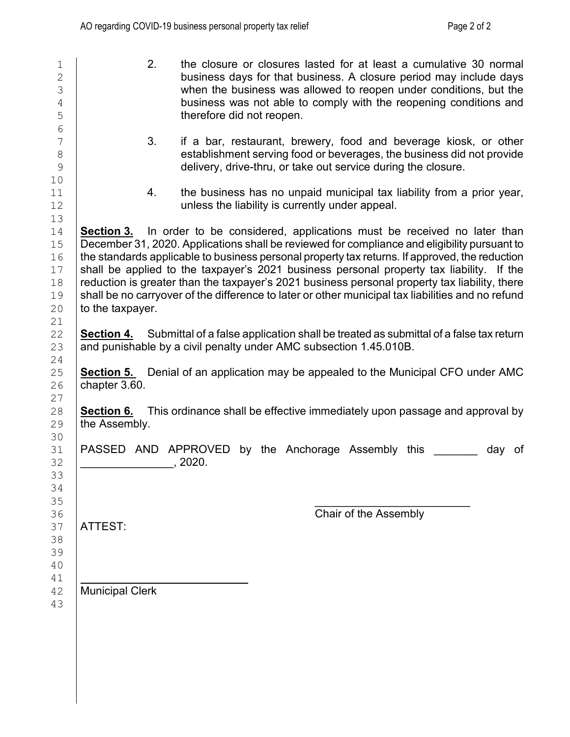2. the closure or closures lasted for at least a cumulative 30 normal business days for that business. A closure period may include days when the business was allowed to reopen under conditions, but the business was not able to comply with the reopening conditions and therefore did not reopen.

3. if a bar, restaurant, brewery, food and beverage kiosk, or other establishment serving food or beverages, the business did not provide delivery, drive-thru, or take out service during the closure.

4. the business has no unpaid municipal tax liability from a prior year, unless the liability is currently under appeal.

**Section 3.** In order to be considered, applications must be received no later than December 31, 2020. Applications shall be reviewed for compliance and eligibility pursuant to the standards applicable to business personal property tax returns. If approved, the reduction shall be applied to the taxpayer's 2021 business personal property tax liability. If the reduction is greater than the taxpayer's 2021 business personal property tax liability, there shall be no carryover of the difference to later or other municipal tax liabilities and no refund to the taxpayer.

**Section 4.** Submittal of a false application shall be treated as submittal of a false tax return and punishable by a civil penalty under AMC subsection 1.45.010B.

**Section 5.** Denial of an application may be appealed to the Municipal CFO under AMC chapter 3.60.

**Section 6.** This ordinance shall be effective immediately upon passage and approval by the Assembly.

PASSED AND APPROVED by the Anchorage Assembly this _______ day of _______________, 2020.

_________________________
Chair of the Assembly

ATTEST:

_________________________
Municipal Clerk